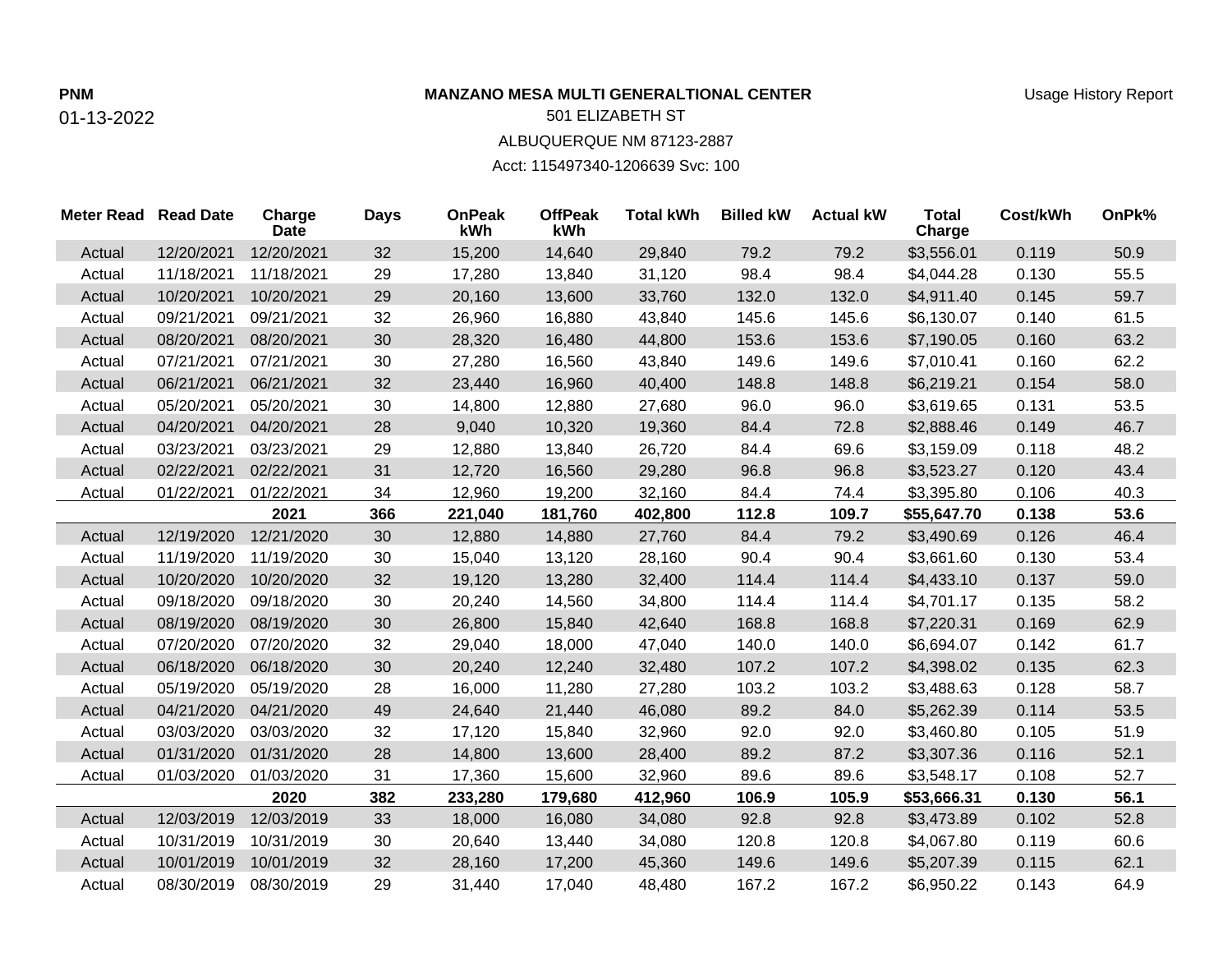**PNM**

01-13-2022

**MANZANO MESA MULTI GENERALTIONAL CENTER**

501 ELIZABETH ST

ALBUQUERQUE NM 87123-2887

Acct: 115497340-1206639 Svc: 100

Usage History Report

| Meter Read | Read Date | Charge Date | Days | OnPeak kWh | OffPeak kWh | Total kWh | Billed kW | Actual kW | Total Charge | Cost/kWh | OnPk% |
|---|---|---|---|---|---|---|---|---|---|---|---|
| Actual | 12/20/2021 | 12/20/2021 | 32 | 15,200 | 14,640 | 29,840 | 79.2 | 79.2 | $3,556.01 | 0.119 | 50.9 |
| Actual | 11/18/2021 | 11/18/2021 | 29 | 17,280 | 13,840 | 31,120 | 98.4 | 98.4 | $4,044.28 | 0.130 | 55.5 |
| Actual | 10/20/2021 | 10/20/2021 | 29 | 20,160 | 13,600 | 33,760 | 132.0 | 132.0 | $4,911.40 | 0.145 | 59.7 |
| Actual | 09/21/2021 | 09/21/2021 | 32 | 26,960 | 16,880 | 43,840 | 145.6 | 145.6 | $6,130.07 | 0.140 | 61.5 |
| Actual | 08/20/2021 | 08/20/2021 | 30 | 28,320 | 16,480 | 44,800 | 153.6 | 153.6 | $7,190.05 | 0.160 | 63.2 |
| Actual | 07/21/2021 | 07/21/2021 | 30 | 27,280 | 16,560 | 43,840 | 149.6 | 149.6 | $7,010.41 | 0.160 | 62.2 |
| Actual | 06/21/2021 | 06/21/2021 | 32 | 23,440 | 16,960 | 40,400 | 148.8 | 148.8 | $6,219.21 | 0.154 | 58.0 |
| Actual | 05/20/2021 | 05/20/2021 | 30 | 14,800 | 12,880 | 27,680 | 96.0 | 96.0 | $3,619.65 | 0.131 | 53.5 |
| Actual | 04/20/2021 | 04/20/2021 | 28 | 9,040 | 10,320 | 19,360 | 84.4 | 72.8 | $2,888.46 | 0.149 | 46.7 |
| Actual | 03/23/2021 | 03/23/2021 | 29 | 12,880 | 13,840 | 26,720 | 84.4 | 69.6 | $3,159.09 | 0.118 | 48.2 |
| Actual | 02/22/2021 | 02/22/2021 | 31 | 12,720 | 16,560 | 29,280 | 96.8 | 96.8 | $3,523.27 | 0.120 | 43.4 |
| Actual | 01/22/2021 | 01/22/2021 | 34 | 12,960 | 19,200 | 32,160 | 84.4 | 74.4 | $3,395.80 | 0.106 | 40.3 |
| | | **2021** | **366** | **221,040** | **181,760** | **402,800** | **112.8** | **109.7** | **$55,647.70** | **0.138** | **53.6** |
| Actual | 12/19/2020 | 12/21/2020 | 30 | 12,880 | 14,880 | 27,760 | 84.4 | 79.2 | $3,490.69 | 0.126 | 46.4 |
| Actual | 11/19/2020 | 11/19/2020 | 30 | 15,040 | 13,120 | 28,160 | 90.4 | 90.4 | $3,661.60 | 0.130 | 53.4 |
| Actual | 10/20/2020 | 10/20/2020 | 32 | 19,120 | 13,280 | 32,400 | 114.4 | 114.4 | $4,433.10 | 0.137 | 59.0 |
| Actual | 09/18/2020 | 09/18/2020 | 30 | 20,240 | 14,560 | 34,800 | 114.4 | 114.4 | $4,701.17 | 0.135 | 58.2 |
| Actual | 08/19/2020 | 08/19/2020 | 30 | 26,800 | 15,840 | 42,640 | 168.8 | 168.8 | $7,220.31 | 0.169 | 62.9 |
| Actual | 07/20/2020 | 07/20/2020 | 32 | 29,040 | 18,000 | 47,040 | 140.0 | 140.0 | $6,694.07 | 0.142 | 61.7 |
| Actual | 06/18/2020 | 06/18/2020 | 30 | 20,240 | 12,240 | 32,480 | 107.2 | 107.2 | $4,398.02 | 0.135 | 62.3 |
| Actual | 05/19/2020 | 05/19/2020 | 28 | 16,000 | 11,280 | 27,280 | 103.2 | 103.2 | $3,488.63 | 0.128 | 58.7 |
| Actual | 04/21/2020 | 04/21/2020 | 49 | 24,640 | 21,440 | 46,080 | 89.2 | 84.0 | $5,262.39 | 0.114 | 53.5 |
| Actual | 03/03/2020 | 03/03/2020 | 32 | 17,120 | 15,840 | 32,960 | 92.0 | 92.0 | $3,460.80 | 0.105 | 51.9 |
| Actual | 01/31/2020 | 01/31/2020 | 28 | 14,800 | 13,600 | 28,400 | 89.2 | 87.2 | $3,307.36 | 0.116 | 52.1 |
| Actual | 01/03/2020 | 01/03/2020 | 31 | 17,360 | 15,600 | 32,960 | 89.6 | 89.6 | $3,548.17 | 0.108 | 52.7 |
| | | **2020** | **382** | **233,280** | **179,680** | **412,960** | **106.9** | **105.9** | **$53,666.31** | **0.130** | **56.1** |
| Actual | 12/03/2019 | 12/03/2019 | 33 | 18,000 | 16,080 | 34,080 | 92.8 | 92.8 | $3,473.89 | 0.102 | 52.8 |
| Actual | 10/31/2019 | 10/31/2019 | 30 | 20,640 | 13,440 | 34,080 | 120.8 | 120.8 | $4,067.80 | 0.119 | 60.6 |
| Actual | 10/01/2019 | 10/01/2019 | 32 | 28,160 | 17,200 | 45,360 | 149.6 | 149.6 | $5,207.39 | 0.115 | 62.1 |
| Actual | 08/30/2019 | 08/30/2019 | 29 | 31,440 | 17,040 | 48,480 | 167.2 | 167.2 | $6,950.22 | 0.143 | 64.9 |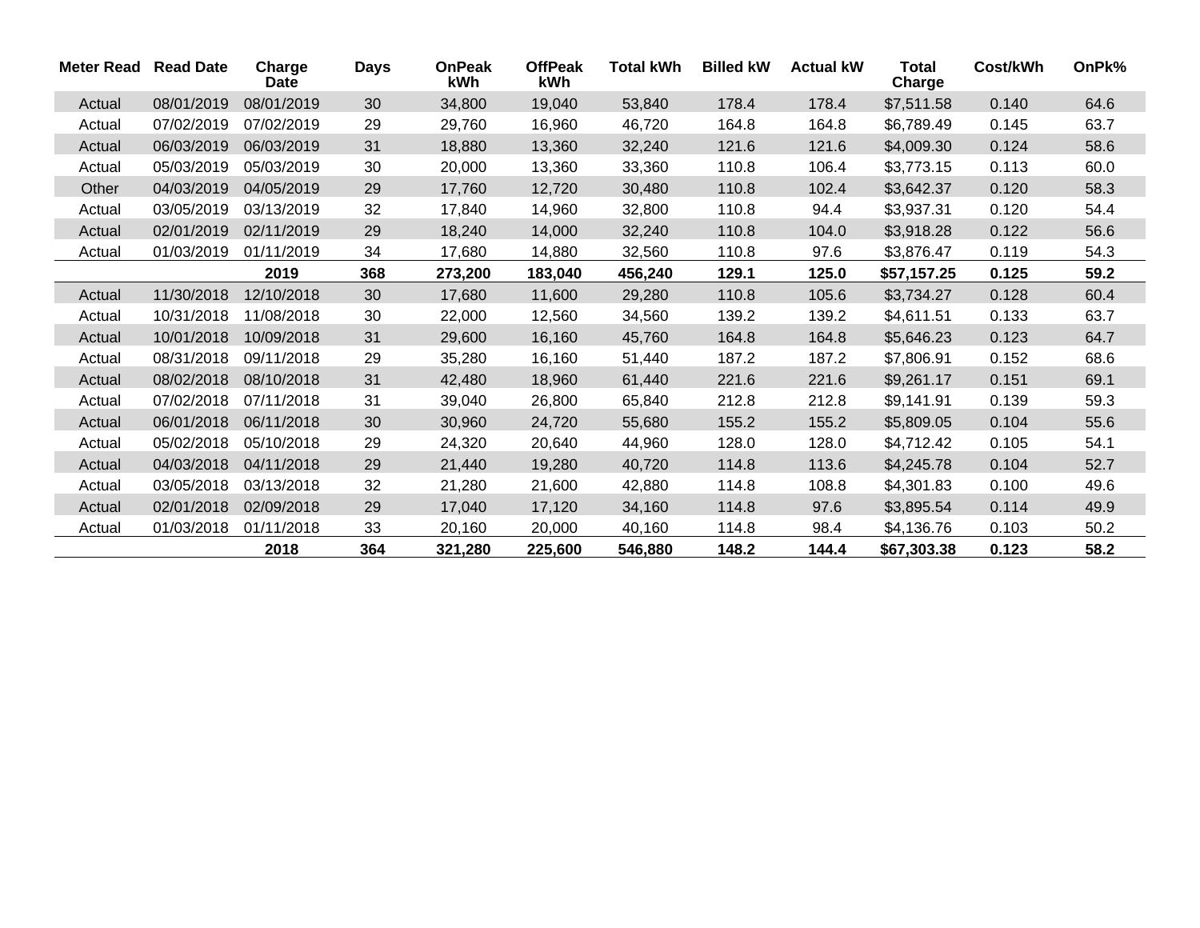| Meter Read | Read Date | Charge Date | Days | OnPeak kWh | OffPeak kWh | Total kWh | Billed kW | Actual kW | Total Charge | Cost/kWh | OnPk% |
|---|---|---|---|---|---|---|---|---|---|---|---|
| Actual | 08/01/2019 | 08/01/2019 | 30 | 34,800 | 19,040 | 53,840 | 178.4 | 178.4 | $7,511.58 | 0.140 | 64.6 |
| Actual | 07/02/2019 | 07/02/2019 | 29 | 29,760 | 16,960 | 46,720 | 164.8 | 164.8 | $6,789.49 | 0.145 | 63.7 |
| Actual | 06/03/2019 | 06/03/2019 | 31 | 18,880 | 13,360 | 32,240 | 121.6 | 121.6 | $4,009.30 | 0.124 | 58.6 |
| Actual | 05/03/2019 | 05/03/2019 | 30 | 20,000 | 13,360 | 33,360 | 110.8 | 106.4 | $3,773.15 | 0.113 | 60.0 |
| Other | 04/03/2019 | 04/05/2019 | 29 | 17,760 | 12,720 | 30,480 | 110.8 | 102.4 | $3,642.37 | 0.120 | 58.3 |
| Actual | 03/05/2019 | 03/13/2019 | 32 | 17,840 | 14,960 | 32,800 | 110.8 | 94.4 | $3,937.31 | 0.120 | 54.4 |
| Actual | 02/01/2019 | 02/11/2019 | 29 | 18,240 | 14,000 | 32,240 | 110.8 | 104.0 | $3,918.28 | 0.122 | 56.6 |
| Actual | 01/03/2019 | 01/11/2019 | 34 | 17,680 | 14,880 | 32,560 | 110.8 | 97.6 | $3,876.47 | 0.119 | 54.3 |
| | | **2019** | **368** | **273,200** | **183,040** | **456,240** | **129.1** | **125.0** | **$57,157.25** | **0.125** | **59.2** |
| Actual | 11/30/2018 | 12/10/2018 | 30 | 17,680 | 11,600 | 29,280 | 110.8 | 105.6 | $3,734.27 | 0.128 | 60.4 |
| Actual | 10/31/2018 | 11/08/2018 | 30 | 22,000 | 12,560 | 34,560 | 139.2 | 139.2 | $4,611.51 | 0.133 | 63.7 |
| Actual | 10/01/2018 | 10/09/2018 | 31 | 29,600 | 16,160 | 45,760 | 164.8 | 164.8 | $5,646.23 | 0.123 | 64.7 |
| Actual | 08/31/2018 | 09/11/2018 | 29 | 35,280 | 16,160 | 51,440 | 187.2 | 187.2 | $7,806.91 | 0.152 | 68.6 |
| Actual | 08/02/2018 | 08/10/2018 | 31 | 42,480 | 18,960 | 61,440 | 221.6 | 221.6 | $9,261.17 | 0.151 | 69.1 |
| Actual | 07/02/2018 | 07/11/2018 | 31 | 39,040 | 26,800 | 65,840 | 212.8 | 212.8 | $9,141.91 | 0.139 | 59.3 |
| Actual | 06/01/2018 | 06/11/2018 | 30 | 30,960 | 24,720 | 55,680 | 155.2 | 155.2 | $5,809.05 | 0.104 | 55.6 |
| Actual | 05/02/2018 | 05/10/2018 | 29 | 24,320 | 20,640 | 44,960 | 128.0 | 128.0 | $4,712.42 | 0.105 | 54.1 |
| Actual | 04/03/2018 | 04/11/2018 | 29 | 21,440 | 19,280 | 40,720 | 114.8 | 113.6 | $4,245.78 | 0.104 | 52.7 |
| Actual | 03/05/2018 | 03/13/2018 | 32 | 21,280 | 21,600 | 42,880 | 114.8 | 108.8 | $4,301.83 | 0.100 | 49.6 |
| Actual | 02/01/2018 | 02/09/2018 | 29 | 17,040 | 17,120 | 34,160 | 114.8 | 97.6 | $3,895.54 | 0.114 | 49.9 |
| Actual | 01/03/2018 | 01/11/2018 | 33 | 20,160 | 20,000 | 40,160 | 114.8 | 98.4 | $4,136.76 | 0.103 | 50.2 |
| | | **2018** | **364** | **321,280** | **225,600** | **546,880** | **148.2** | **144.4** | **$67,303.38** | **0.123** | **58.2** |